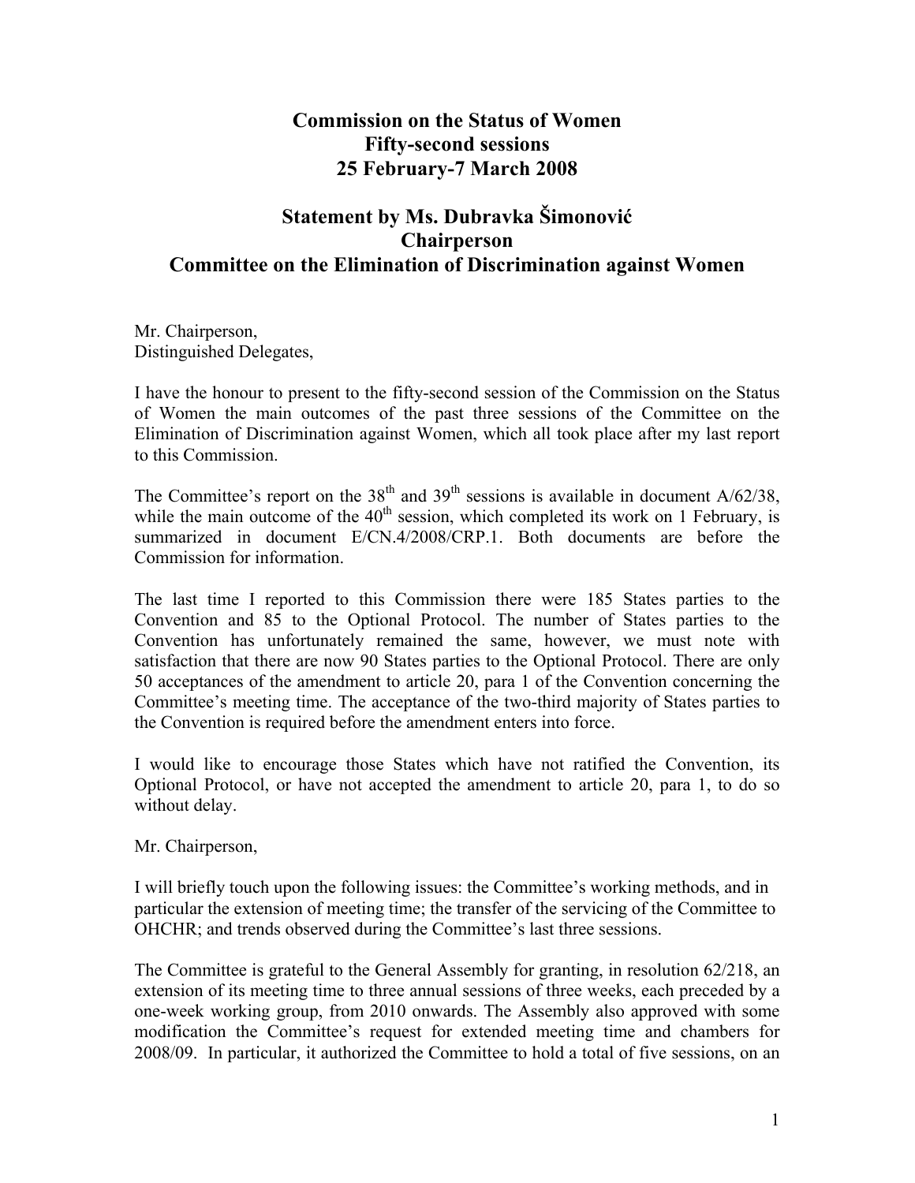# Commission on the Status of Women
# Fifty-second sessions
# 25 February-7 March 2008

## Statement by Ms. Dubravka Šimonović
## Chairperson
## Committee on the Elimination of Discrimination against Women

Mr. Chairperson,
Distinguished Delegates,

I have the honour to present to the fifty-second session of the Commission on the Status of Women the main outcomes of the past three sessions of the Committee on the Elimination of Discrimination against Women, which all took place after my last report to this Commission.

The Committee's report on the 38th and 39th sessions is available in document A/62/38, while the main outcome of the 40th session, which completed its work on 1 February, is summarized in document E/CN.4/2008/CRP.1. Both documents are before the Commission for information.

The last time I reported to this Commission there were 185 States parties to the Convention and 85 to the Optional Protocol. The number of States parties to the Convention has unfortunately remained the same, however, we must note with satisfaction that there are now 90 States parties to the Optional Protocol. There are only 50 acceptances of the amendment to article 20, para 1 of the Convention concerning the Committee's meeting time. The acceptance of the two-third majority of States parties to the Convention is required before the amendment enters into force.

I would like to encourage those States which have not ratified the Convention, its Optional Protocol, or have not accepted the amendment to article 20, para 1, to do so without delay.

Mr. Chairperson,

I will briefly touch upon the following issues: the Committee's working methods, and in particular the extension of meeting time; the transfer of the servicing of the Committee to OHCHR; and trends observed during the Committee's last three sessions.

The Committee is grateful to the General Assembly for granting, in resolution 62/218, an extension of its meeting time to three annual sessions of three weeks, each preceded by a one-week working group, from 2010 onwards. The Assembly also approved with some modification the Committee's request for extended meeting time and chambers for 2008/09. In particular, it authorized the Committee to hold a total of five sessions, on an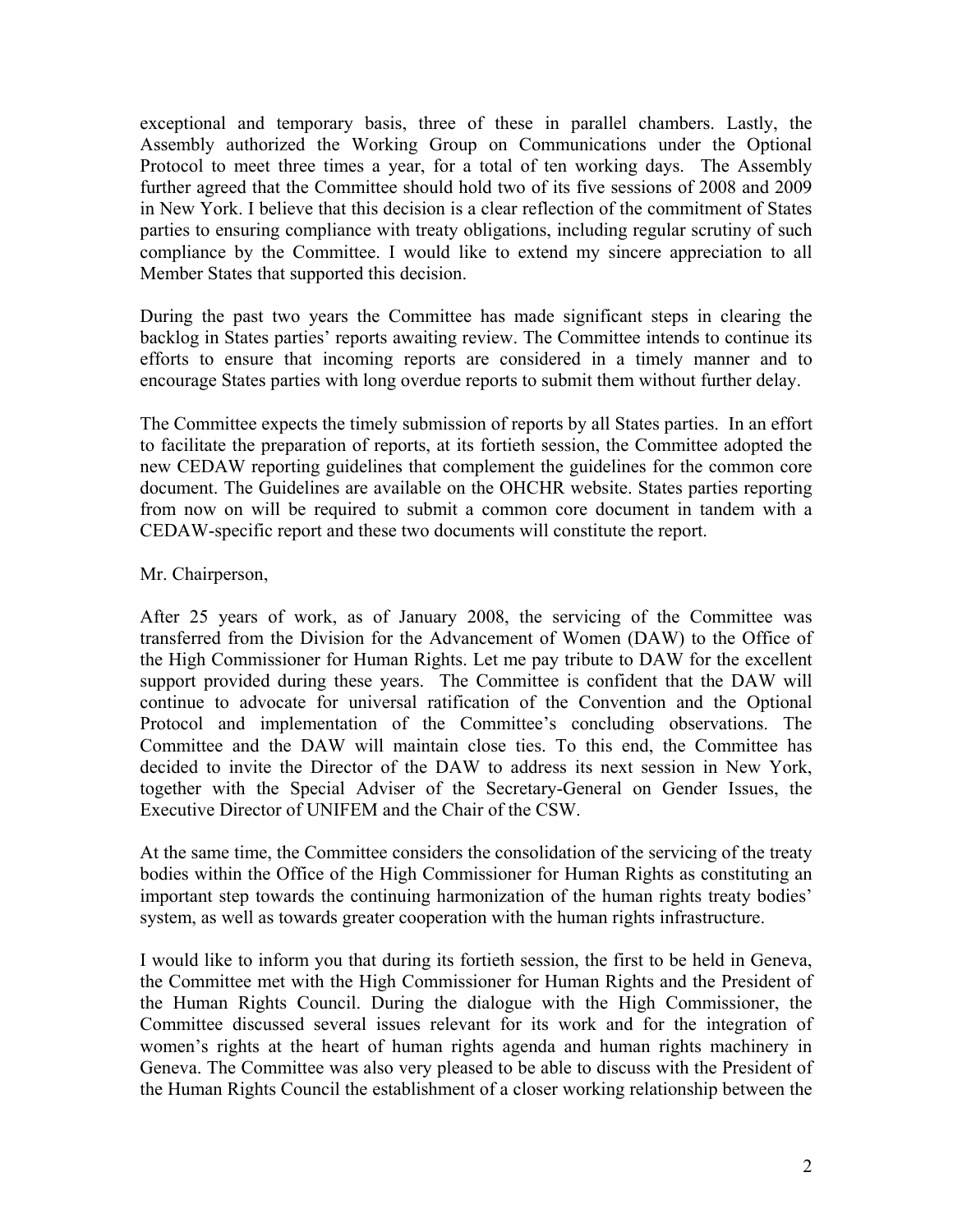exceptional and temporary basis, three of these in parallel chambers. Lastly, the Assembly authorized the Working Group on Communications under the Optional Protocol to meet three times a year, for a total of ten working days. The Assembly further agreed that the Committee should hold two of its five sessions of 2008 and 2009 in New York. I believe that this decision is a clear reflection of the commitment of States parties to ensuring compliance with treaty obligations, including regular scrutiny of such compliance by the Committee. I would like to extend my sincere appreciation to all Member States that supported this decision.

During the past two years the Committee has made significant steps in clearing the backlog in States parties' reports awaiting review. The Committee intends to continue its efforts to ensure that incoming reports are considered in a timely manner and to encourage States parties with long overdue reports to submit them without further delay.

The Committee expects the timely submission of reports by all States parties. In an effort to facilitate the preparation of reports, at its fortieth session, the Committee adopted the new CEDAW reporting guidelines that complement the guidelines for the common core document. The Guidelines are available on the OHCHR website. States parties reporting from now on will be required to submit a common core document in tandem with a CEDAW-specific report and these two documents will constitute the report.

Mr. Chairperson,

After 25 years of work, as of January 2008, the servicing of the Committee was transferred from the Division for the Advancement of Women (DAW) to the Office of the High Commissioner for Human Rights. Let me pay tribute to DAW for the excellent support provided during these years. The Committee is confident that the DAW will continue to advocate for universal ratification of the Convention and the Optional Protocol and implementation of the Committee's concluding observations. The Committee and the DAW will maintain close ties. To this end, the Committee has decided to invite the Director of the DAW to address its next session in New York, together with the Special Adviser of the Secretary-General on Gender Issues, the Executive Director of UNIFEM and the Chair of the CSW.

At the same time, the Committee considers the consolidation of the servicing of the treaty bodies within the Office of the High Commissioner for Human Rights as constituting an important step towards the continuing harmonization of the human rights treaty bodies' system, as well as towards greater cooperation with the human rights infrastructure.

I would like to inform you that during its fortieth session, the first to be held in Geneva, the Committee met with the High Commissioner for Human Rights and the President of the Human Rights Council. During the dialogue with the High Commissioner, the Committee discussed several issues relevant for its work and for the integration of women's rights at the heart of human rights agenda and human rights machinery in Geneva. The Committee was also very pleased to be able to discuss with the President of the Human Rights Council the establishment of a closer working relationship between the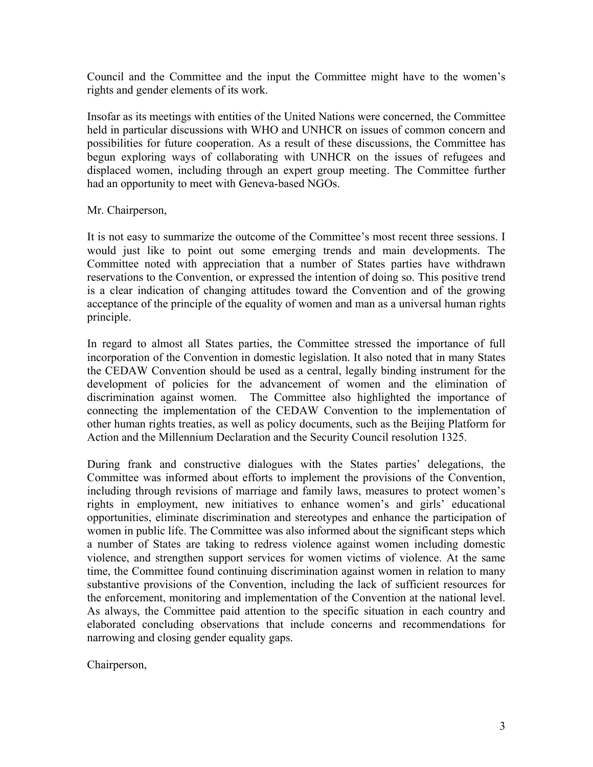Council and the Committee and the input the Committee might have to the women's rights and gender elements of its work.

Insofar as its meetings with entities of the United Nations were concerned, the Committee held in particular discussions with WHO and UNHCR on issues of common concern and possibilities for future cooperation. As a result of these discussions, the Committee has begun exploring ways of collaborating with UNHCR on the issues of refugees and displaced women, including through an expert group meeting. The Committee further had an opportunity to meet with Geneva-based NGOs.

Mr. Chairperson,

It is not easy to summarize the outcome of the Committee's most recent three sessions. I would just like to point out some emerging trends and main developments. The Committee noted with appreciation that a number of States parties have withdrawn reservations to the Convention, or expressed the intention of doing so. This positive trend is a clear indication of changing attitudes toward the Convention and of the growing acceptance of the principle of the equality of women and man as a universal human rights principle.

In regard to almost all States parties, the Committee stressed the importance of full incorporation of the Convention in domestic legislation. It also noted that in many States the CEDAW Convention should be used as a central, legally binding instrument for the development of policies for the advancement of women and the elimination of discrimination against women. The Committee also highlighted the importance of connecting the implementation of the CEDAW Convention to the implementation of other human rights treaties, as well as policy documents, such as the Beijing Platform for Action and the Millennium Declaration and the Security Council resolution 1325.

During frank and constructive dialogues with the States parties' delegations, the Committee was informed about efforts to implement the provisions of the Convention, including through revisions of marriage and family laws, measures to protect women's rights in employment, new initiatives to enhance women's and girls' educational opportunities, eliminate discrimination and stereotypes and enhance the participation of women in public life. The Committee was also informed about the significant steps which a number of States are taking to redress violence against women including domestic violence, and strengthen support services for women victims of violence. At the same time, the Committee found continuing discrimination against women in relation to many substantive provisions of the Convention, including the lack of sufficient resources for the enforcement, monitoring and implementation of the Convention at the national level. As always, the Committee paid attention to the specific situation in each country and elaborated concluding observations that include concerns and recommendations for narrowing and closing gender equality gaps.

Chairperson,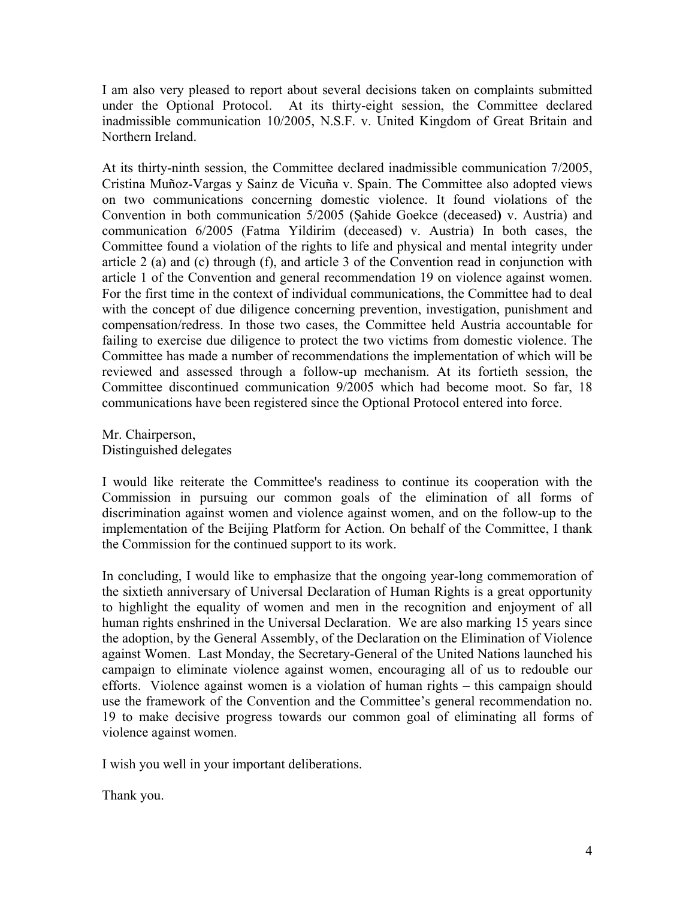I am also very pleased to report about several decisions taken on complaints submitted under the Optional Protocol. At its thirty-eight session, the Committee declared inadmissible communication 10/2005, N.S.F. v. United Kingdom of Great Britain and Northern Ireland.

At its thirty-ninth session, the Committee declared inadmissible communication 7/2005, Cristina Muñoz-Vargas y Sainz de Vicuña v. Spain. The Committee also adopted views on two communications concerning domestic violence. It found violations of the Convention in both communication 5/2005 (Şahide Goekce (deceased**)** v. Austria) and communication 6/2005 (Fatma Yildirim (deceased) v. Austria) In both cases, the Committee found a violation of the rights to life and physical and mental integrity under article 2 (a) and (c) through (f), and article 3 of the Convention read in conjunction with article 1 of the Convention and general recommendation 19 on violence against women. For the first time in the context of individual communications, the Committee had to deal with the concept of due diligence concerning prevention, investigation, punishment and compensation/redress. In those two cases, the Committee held Austria accountable for failing to exercise due diligence to protect the two victims from domestic violence. The Committee has made a number of recommendations the implementation of which will be reviewed and assessed through a follow-up mechanism. At its fortieth session, the Committee discontinued communication 9/2005 which had become moot. So far, 18 communications have been registered since the Optional Protocol entered into force.

Mr. Chairperson,
Distinguished delegates

I would like reiterate the Committee's readiness to continue its cooperation with the Commission in pursuing our common goals of the elimination of all forms of discrimination against women and violence against women, and on the follow-up to the implementation of the Beijing Platform for Action. On behalf of the Committee, I thank the Commission for the continued support to its work.

In concluding, I would like to emphasize that the ongoing year-long commemoration of the sixtieth anniversary of Universal Declaration of Human Rights is a great opportunity to highlight the equality of women and men in the recognition and enjoyment of all human rights enshrined in the Universal Declaration. We are also marking 15 years since the adoption, by the General Assembly, of the Declaration on the Elimination of Violence against Women. Last Monday, the Secretary-General of the United Nations launched his campaign to eliminate violence against women, encouraging all of us to redouble our efforts. Violence against women is a violation of human rights – this campaign should use the framework of the Convention and the Committee's general recommendation no. 19 to make decisive progress towards our common goal of eliminating all forms of violence against women.

I wish you well in your important deliberations.

Thank you.